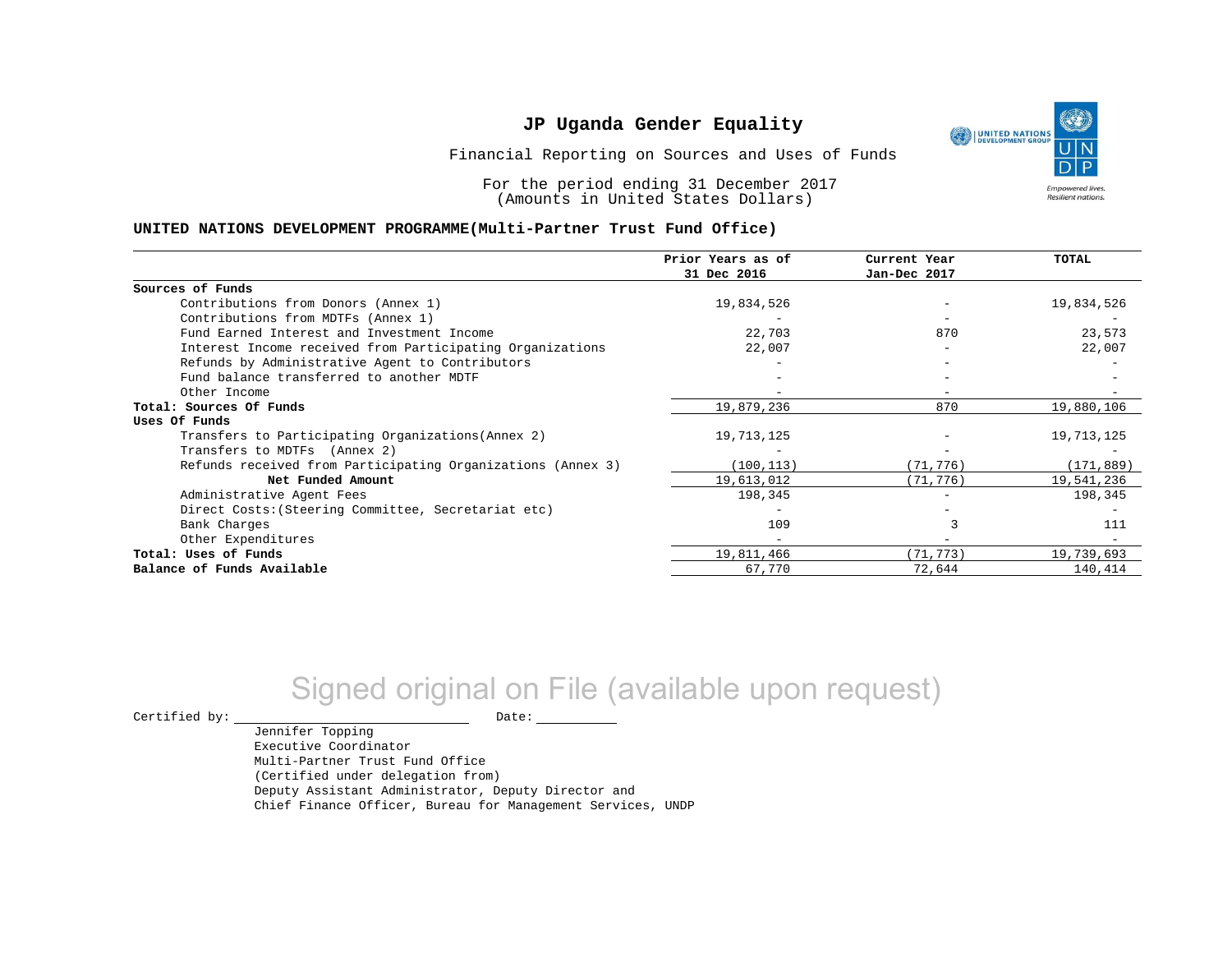# JP Uganda Gender Equality

Financial Reporting on Sources and Uses of Funds

For the period ending 31 December 2017
(Amounts in United States Dollars)

## UNITED NATIONS DEVELOPMENT PROGRAMME(Multi-Partner Trust Fund Office)

| | Prior Years as of 31 Dec 2016 | Current Year Jan-Dec 2017 | TOTAL |
|---|---|---|---|
| **Sources of Funds** | | | |
| Contributions from Donors (Annex 1) | 19,834,526 | - | 19,834,526 |
| Contributions from MDTFs (Annex 1) | - | - | - |
| Fund Earned Interest and Investment Income | 22,703 | 870 | 23,573 |
| Interest Income received from Participating Organizations | 22,007 | - | 22,007 |
| Refunds by Administrative Agent to Contributors | - | - | - |
| Fund balance transferred to another MDTF | - | - | - |
| Other Income | - | - | - |
| **Total: Sources Of Funds** | 19,879,236 | 870 | 19,880,106 |
| **Uses Of Funds** | | | |
| Transfers to Participating Organizations(Annex 2) | 19,713,125 | - | 19,713,125 |
| Transfers to MDTFs (Annex 2) | - | - | - |
| Refunds received from Participating Organizations (Annex 3) | (100,113) | (71,776) | (171,889) |
| **Net Funded Amount** | 19,613,012 | (71,776) | 19,541,236 |
| Administrative Agent Fees | 198,345 | - | 198,345 |
| Direct Costs:(Steering Committee, Secretariat etc) | - | - | - |
| Bank Charges | 109 | 3 | 111 |
| Other Expenditures | - | - | - |
| **Total: Uses of Funds** | 19,811,466 | (71,773) | 19,739,693 |
| **Balance of Funds Available** | 67,770 | 72,644 | 140,414 |

Signed original on File (available upon request)

Certified by: ______________________ Date: __________

Jennifer Topping
Executive Coordinator
Multi-Partner Trust Fund Office
(Certified under delegation from)
Deputy Assistant Administrator, Deputy Director and
Chief Finance Officer, Bureau for Management Services, UNDP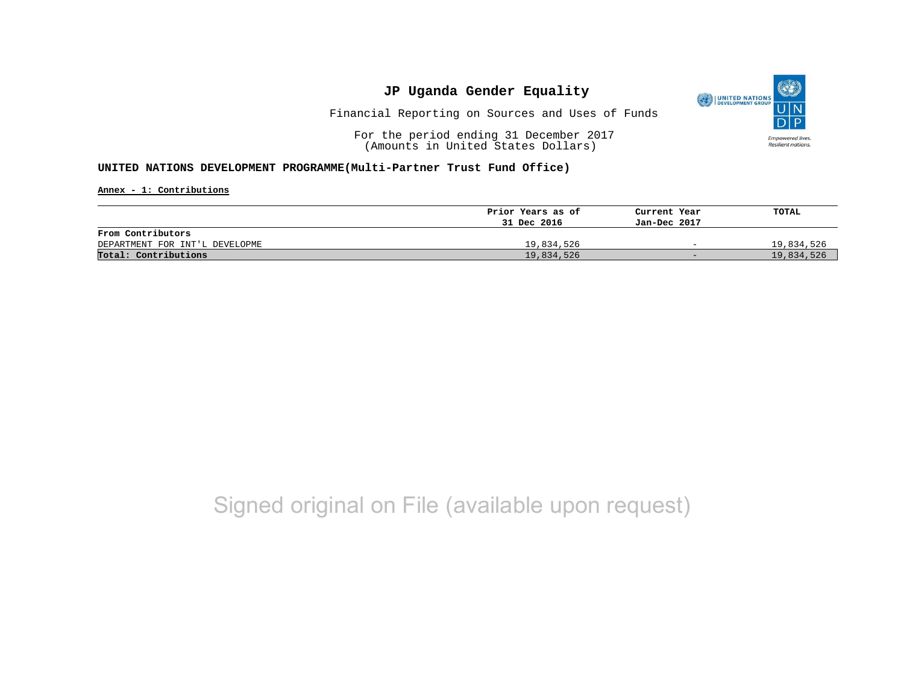# JP Uganda Gender Equality

Financial Reporting on Sources and Uses of Funds

For the period ending 31 December 2017
(Amounts in United States Dollars)

**UNITED NATIONS DEVELOPMENT PROGRAMME(Multi-Partner Trust Fund Office)**

**Annex - 1: Contributions**

| | Prior Years as of 31 Dec 2016 | Current Year Jan-Dec 2017 | TOTAL |
|---|---|---|---|
| **From Contributors** | | | |
| DEPARTMENT FOR INT'L DEVELOPME | 19,834,526 | - | 19,834,526 |
| **Total: Contributions** | 19,834,526 | - | 19,834,526 |

Signed original on File (available upon request)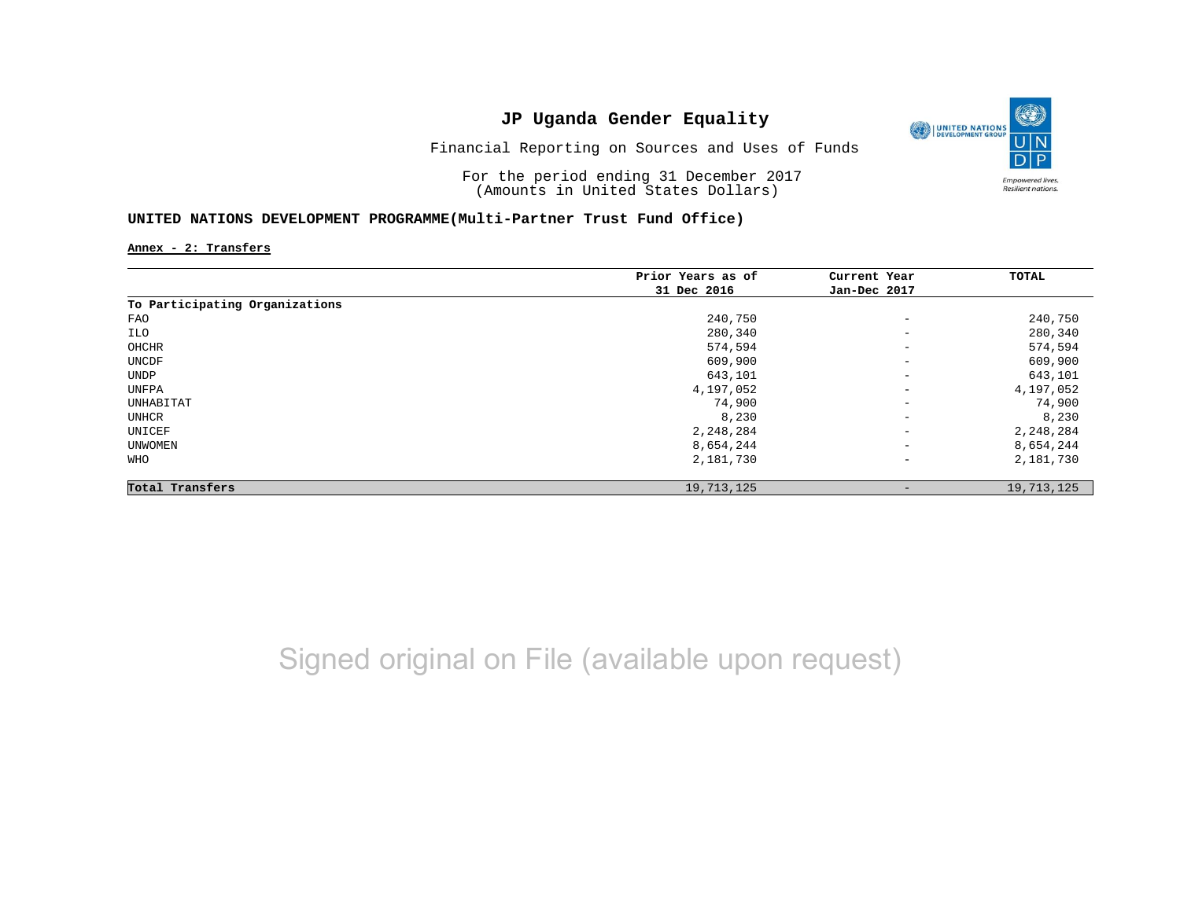# JP Uganda Gender Equality

Financial Reporting on Sources and Uses of Funds

For the period ending 31 December 2017
(Amounts in United States Dollars)

**UNITED NATIONS DEVELOPMENT PROGRAMME(Multi-Partner Trust Fund Office)**

**Annex - 2: Transfers**

| | Prior Years as of 31 Dec 2016 | Current Year Jan-Dec 2017 | TOTAL |
|---|---|---|---|
| **To Participating Organizations** | | | |
| FAO | 240,750 | - | 240,750 |
| ILO | 280,340 | - | 280,340 |
| OHCHR | 574,594 | - | 574,594 |
| UNCDF | 609,900 | - | 609,900 |
| UNDP | 643,101 | - | 643,101 |
| UNFPA | 4,197,052 | - | 4,197,052 |
| UNHABITAT | 74,900 | - | 74,900 |
| UNHCR | 8,230 | - | 8,230 |
| UNICEF | 2,248,284 | - | 2,248,284 |
| UNWOMEN | 8,654,244 | - | 8,654,244 |
| WHO | 2,181,730 | - | 2,181,730 |
| **Total Transfers** | 19,713,125 | - | 19,713,125 |

Signed original on File (available upon request)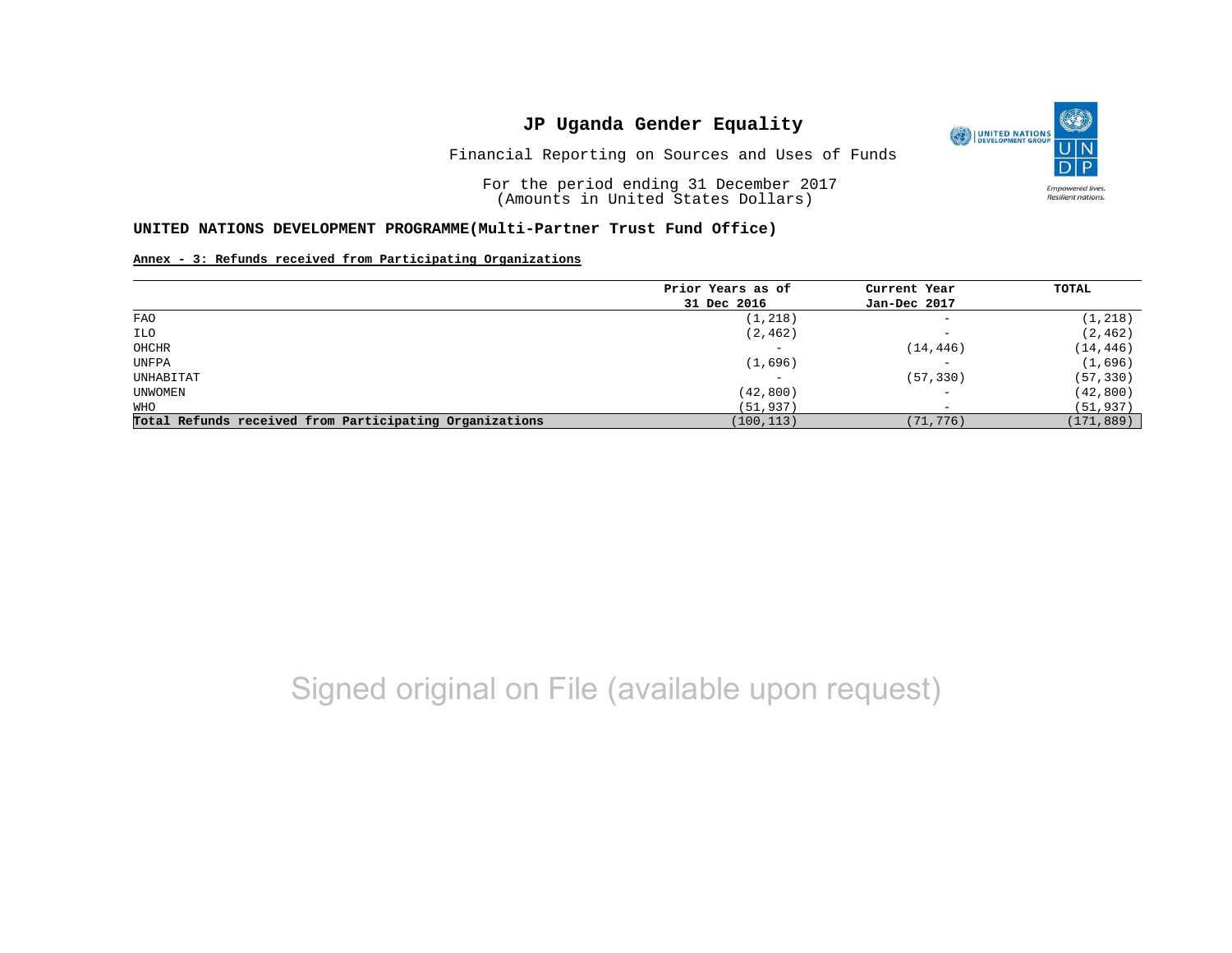# JP Uganda Gender Equality

Financial Reporting on Sources and Uses of Funds

For the period ending 31 December 2017
(Amounts in United States Dollars)

**UNITED NATIONS DEVELOPMENT PROGRAMME(Multi-Partner Trust Fund Office)**

**Annex - 3: Refunds received from Participating Organizations**

| | Prior Years as of 31 Dec 2016 | Current Year Jan-Dec 2017 | TOTAL |
|---|---|---|---|
| FAO | (1,218) | - | (1,218) |
| ILO | (2,462) | - | (2,462) |
| OHCHR | - | (14,446) | (14,446) |
| UNFPA | (1,696) | - | (1,696) |
| UNHABITAT | - | (57,330) | (57,330) |
| UNWOMEN | (42,800) | - | (42,800) |
| WHO | (51,937) | - | (51,937) |
| **Total Refunds received from Participating Organizations** | (100,113) | (71,776) | (171,889) |

Signed original on File (available upon request)